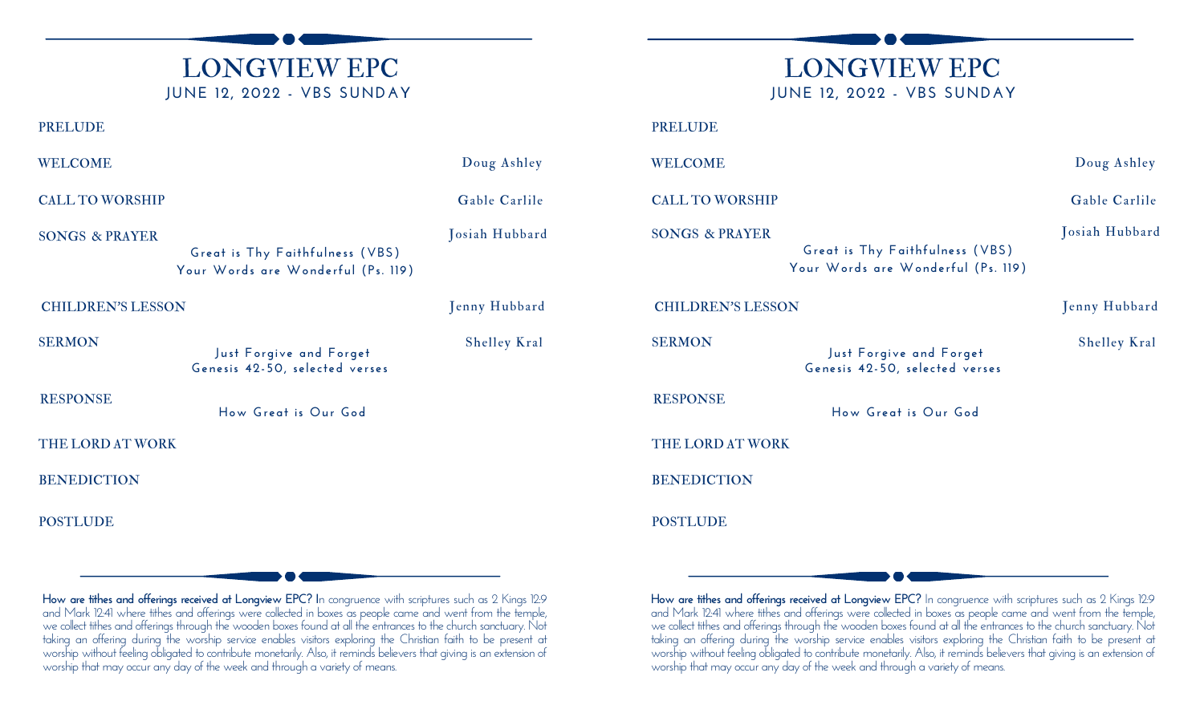# LONGVIEW EPC

JUNE 12, 2022 - VBS SUNDAY

PRELUDE

WELCOME — Doug Ashley

CALL TO WORSHIP — Gable Carlile

SONGS & PRAYER — Josiah Hubbard

Great is Thy Faithfulness (VBS)
Your Words are Wonderful (Ps. 119)

CHILDREN'S LESSON — Jenny Hubbard

SERMON — Shelley Kral

Just Forgive and Forget
Genesis 42-50, selected verses

RESPONSE

How Great is Our God

THE LORD AT WORK

BENEDICTION

POSTLUDE

**How are tithes and offerings received at Longview EPC?** In congruence with scriptures such as 2 Kings 12:9 and Mark 12:41 where tithes and offerings were collected in boxes as people came and went from the temple, we collect tithes and offerings through the wooden boxes found at all the entrances to the church sanctuary. Not taking an offering during the worship service enables visitors exploring the Christian faith to be present at worship without feeling obligated to contribute monetarily. Also, it reminds believers that giving is an extension of worship that may occur any day of the week and through a variety of means.

# LONGVIEW EPC

JUNE 12, 2022 - VBS SUNDAY

PRELUDE

WELCOME — Doug Ashley

CALL TO WORSHIP — Gable Carlile

SONGS & PRAYER — Josiah Hubbard

Great is Thy Faithfulness (VBS)
Your Words are Wonderful (Ps. 119)

CHILDREN'S LESSON — Jenny Hubbard

SERMON — Shelley Kral

Just Forgive and Forget
Genesis 42-50, selected verses

RESPONSE

How Great is Our God

THE LORD AT WORK

BENEDICTION

POSTLUDE

**How are tithes and offerings received at Longview EPC?** In congruence with scriptures such as 2 Kings 12:9 and Mark 12:41 where tithes and offerings were collected in boxes as people came and went from the temple, we collect tithes and offerings through the wooden boxes found at all the entrances to the church sanctuary. Not taking an offering during the worship service enables visitors exploring the Christian faith to be present at worship without feeling obligated to contribute monetarily. Also, it reminds believers that giving is an extension of worship that may occur any day of the week and through a variety of means.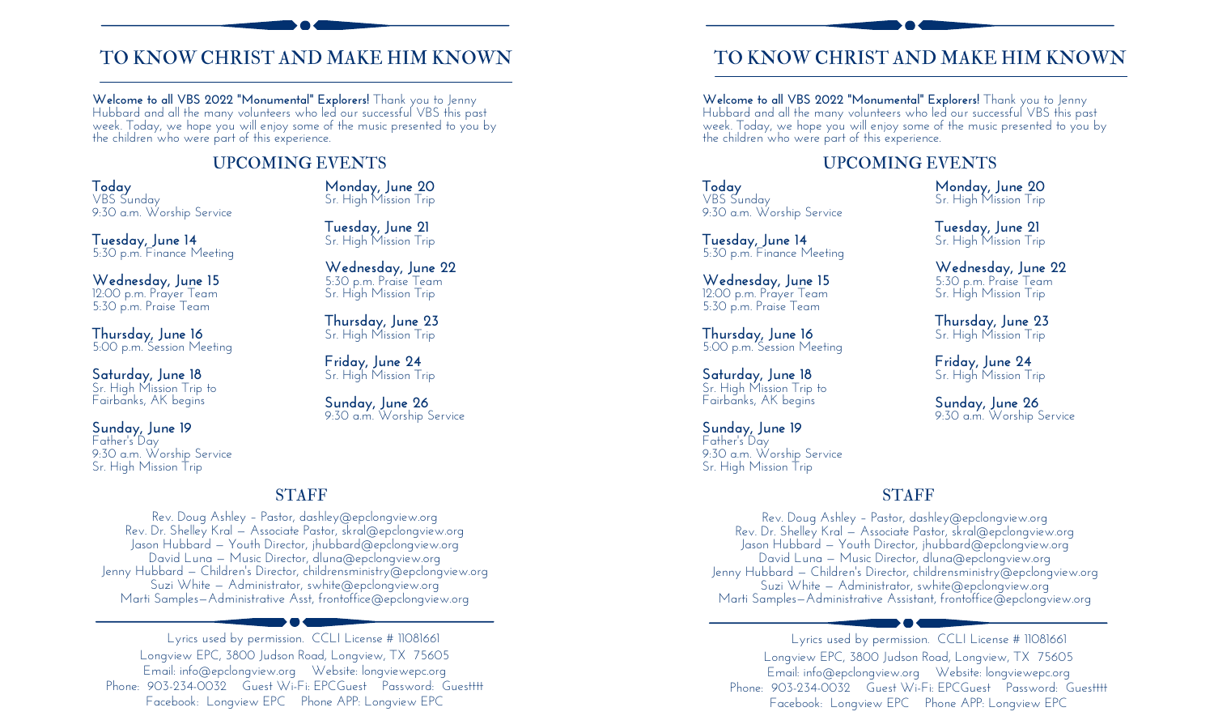## TO KNOW CHRIST AND MAKE HIM KNOWN

**Welcome to all VBS 2022 "Monumental" Explorers!** Thank you to Jenny Hubbard and all the many volunteers who led our successful VBS this past week. Today, we hope you will enjoy some of the music presented to you by the children who were part of this experience.

### UPCOMING EVENTS

**Today**
VBS Sunday
9:30 a.m. Worship Service

**Tuesday, June 14**
5:30 p.m. Finance Meeting

**Wednesday, June 15**
12:00 p.m. Prayer Team
5:30 p.m. Praise Team

**Thursday, June 16**
5:00 p.m. Session Meeting

**Saturday, June 18**
Sr. High Mission Trip to Fairbanks, AK begins

**Sunday, June 19**
Father's Day
9:30 a.m. Worship Service
Sr. High Mission Trip

**Monday, June 20**
Sr. High Mission Trip

**Tuesday, June 21**
Sr. High Mission Trip

**Wednesday, June 22**
5:30 p.m. Praise Team
Sr. High Mission Trip

**Thursday, June 23**
Sr. High Mission Trip

**Friday, June 24**
Sr. High Mission Trip

**Sunday, June 26**
9:30 a.m. Worship Service

### STAFF

Rev. Doug Ashley – Pastor, dashley@epclongview.org
Rev. Dr. Shelley Kral — Associate Pastor, skral@epclongview.org
Jason Hubbard — Youth Director, jhubbard@epclongview.org
David Luna — Music Director, dluna@epclongview.org
Jenny Hubbard — Children's Director, childrensministry@epclongview.org
Suzi White — Administrator, swhite@epclongview.org
Marti Samples—Administrative Asst, frontoffice@epclongview.org

Lyrics used by permission. CCLI License # 11081661
Longview EPC, 3800 Judson Road, Longview, TX 75605
Email: info@epclongview.org Website: longviewepc.org
Phone: 903-234-0032 Guest Wi-Fi: EPCGuest Password: Guest###
Facebook: Longview EPC Phone APP: Longview EPC

## TO KNOW CHRIST AND MAKE HIM KNOWN

**Welcome to all VBS 2022 "Monumental" Explorers!** Thank you to Jenny Hubbard and all the many volunteers who led our successful VBS this past week. Today, we hope you will enjoy some of the music presented to you by the children who were part of this experience.

### UPCOMING EVENTS

**Today**
VBS Sunday
9:30 a.m. Worship Service

**Tuesday, June 14**
5:30 p.m. Finance Meeting

**Wednesday, June 15**
12:00 p.m. Prayer Team
5:30 p.m. Praise Team

**Thursday, June 16**
5:00 p.m. Session Meeting

**Saturday, June 18**
Sr. High Mission Trip to Fairbanks, AK begins

**Sunday, June 19**
Father's Day
9:30 a.m. Worship Service
Sr. High Mission Trip

**Monday, June 20**
Sr. High Mission Trip

**Tuesday, June 21**
Sr. High Mission Trip

**Wednesday, June 22**
5:30 p.m. Praise Team
Sr. High Mission Trip

**Thursday, June 23**
Sr. High Mission Trip

**Friday, June 24**
Sr. High Mission Trip

**Sunday, June 26**
9:30 a.m. Worship Service

### STAFF

Rev. Doug Ashley – Pastor, dashley@epclongview.org
Rev. Dr. Shelley Kral — Associate Pastor, skral@epclongview.org
Jason Hubbard — Youth Director, jhubbard@epclongview.org
David Luna — Music Director, dluna@epclongview.org
Jenny Hubbard — Children's Director, childrensministry@epclongview.org
Suzi White — Administrator, swhite@epclongview.org
Marti Samples—Administrative Assistant, frontoffice@epclongview.org

Lyrics used by permission. CCLI License # 11081661
Longview EPC, 3800 Judson Road, Longview, TX 75605
Email: info@epclongview.org Website: longviewepc.org
Phone: 903-234-0032 Guest Wi-Fi: EPCGuest Password: Guest###
Facebook: Longview EPC Phone APP: Longview EPC